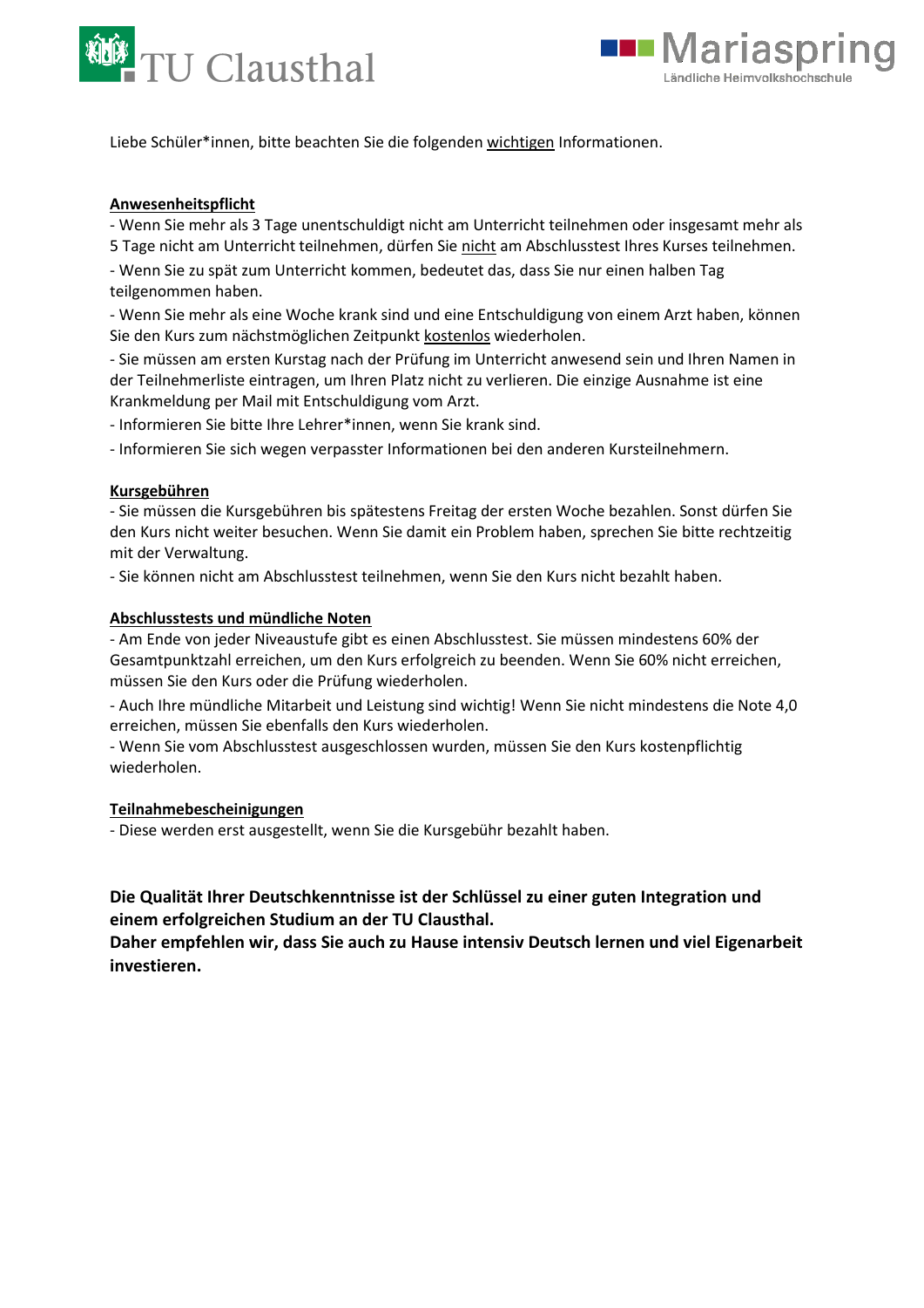Liebe Schüler*innen, bitte beachten Sie die folgenden <u>wichtigen</u> Informationen.

## <u>Anwesenheitspflicht</u>

- Wenn Sie mehr als 3 Tage unentschuldigt nicht am Unterricht teilnehmen oder insgesamt mehr als 5 Tage nicht am Unterricht teilnehmen, dürfen Sie <u>nicht</u> am Abschlusstest Ihres Kurses teilnehmen.
- Wenn Sie zu spät zum Unterricht kommen, bedeutet das, dass Sie nur einen halben Tag teilgenommen haben.
- Wenn Sie mehr als eine Woche krank sind und eine Entschuldigung von einem Arzt haben, können Sie den Kurs zum nächstmöglichen Zeitpunkt <u>kostenlos</u> wiederholen.
- Sie müssen am ersten Kurstag nach der Prüfung im Unterricht anwesend sein und Ihren Namen in der Teilnehmerliste eintragen, um Ihren Platz nicht zu verlieren. Die einzige Ausnahme ist eine Krankmeldung per Mail mit Entschuldigung vom Arzt.
- Informieren Sie bitte Ihre Lehrer*innen, wenn Sie krank sind.
- Informieren Sie sich wegen verpasster Informationen bei den anderen Kursteilnehmern.

## <u>Kursgebühren</u>

- Sie müssen die Kursgebühren bis spätestens Freitag der ersten Woche bezahlen. Sonst dürfen Sie den Kurs nicht weiter besuchen. Wenn Sie damit ein Problem haben, sprechen Sie bitte rechtzeitig mit der Verwaltung.
- Sie können nicht am Abschlusstest teilnehmen, wenn Sie den Kurs nicht bezahlt haben.

## <u>Abschlusstests und mündliche Noten</u>

- Am Ende von jeder Niveaustufe gibt es einen Abschlusstest. Sie müssen mindestens 60% der Gesamtpunktzahl erreichen, um den Kurs erfolgreich zu beenden. Wenn Sie 60% nicht erreichen, müssen Sie den Kurs oder die Prüfung wiederholen.
- Auch Ihre mündliche Mitarbeit und Leistung sind wichtig! Wenn Sie nicht mindestens die Note 4,0 erreichen, müssen Sie ebenfalls den Kurs wiederholen.
- Wenn Sie vom Abschlusstest ausgeschlossen wurden, müssen Sie den Kurs kostenpflichtig wiederholen.

## <u>Teilnahmebescheinigungen</u>

- Diese werden erst ausgestellt, wenn Sie die Kursgebühr bezahlt haben.

**Die Qualität Ihrer Deutschkenntnisse ist der Schlüssel zu einer guten Integration und einem erfolgreichen Studium an der TU Clausthal.**
**Daher empfehlen wir, dass Sie auch zu Hause intensiv Deutsch lernen und viel Eigenarbeit investieren.**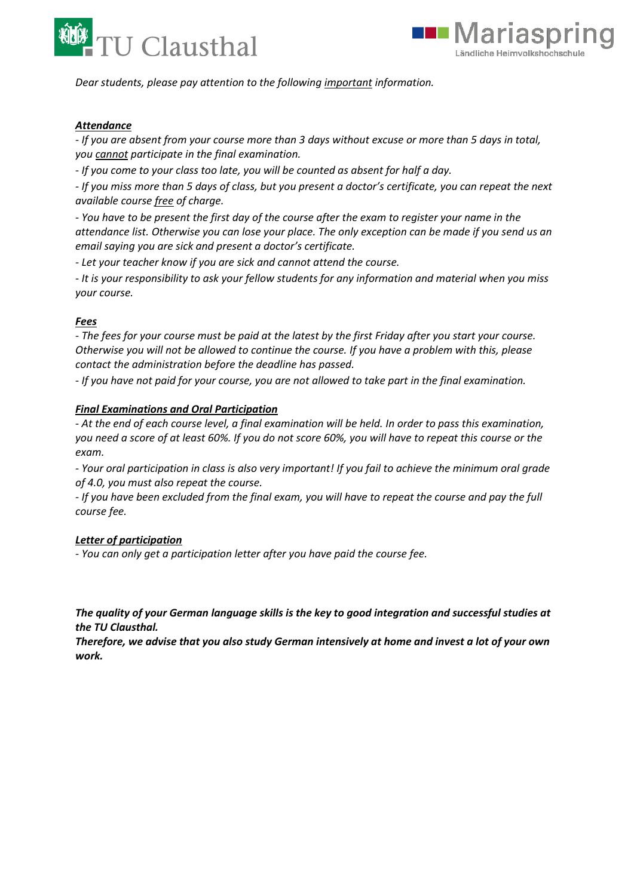*Dear students, please pay attention to the following important information.*

### ***Attendance***

*- If you are absent from your course more than 3 days without excuse or more than 5 days in total, you cannot participate in the final examination.*

*- If you come to your class too late, you will be counted as absent for half a day.*

*- If you miss more than 5 days of class, but you present a doctor's certificate, you can repeat the next available course free of charge.*

*- You have to be present the first day of the course after the exam to register your name in the attendance list. Otherwise you can lose your place. The only exception can be made if you send us an email saying you are sick and present a doctor's certificate.*

*- Let your teacher know if you are sick and cannot attend the course.*

*- It is your responsibility to ask your fellow students for any information and material when you miss your course.*

### ***Fees***

*- The fees for your course must be paid at the latest by the first Friday after you start your course. Otherwise you will not be allowed to continue the course. If you have a problem with this, please contact the administration before the deadline has passed.*

*- If you have not paid for your course, you are not allowed to take part in the final examination.*

### ***Final Examinations and Oral Participation***

*- At the end of each course level, a final examination will be held. In order to pass this examination, you need a score of at least 60%. If you do not score 60%, you will have to repeat this course or the exam.*

*- Your oral participation in class is also very important! If you fail to achieve the minimum oral grade of 4.0, you must also repeat the course.*

*- If you have been excluded from the final exam, you will have to repeat the course and pay the full course fee.*

### ***Letter of participation***

*- You can only get a participation letter after you have paid the course fee.*

***The quality of your German language skills is the key to good integration and successful studies at the TU Clausthal.***

***Therefore, we advise that you also study German intensively at home and invest a lot of your own work.***